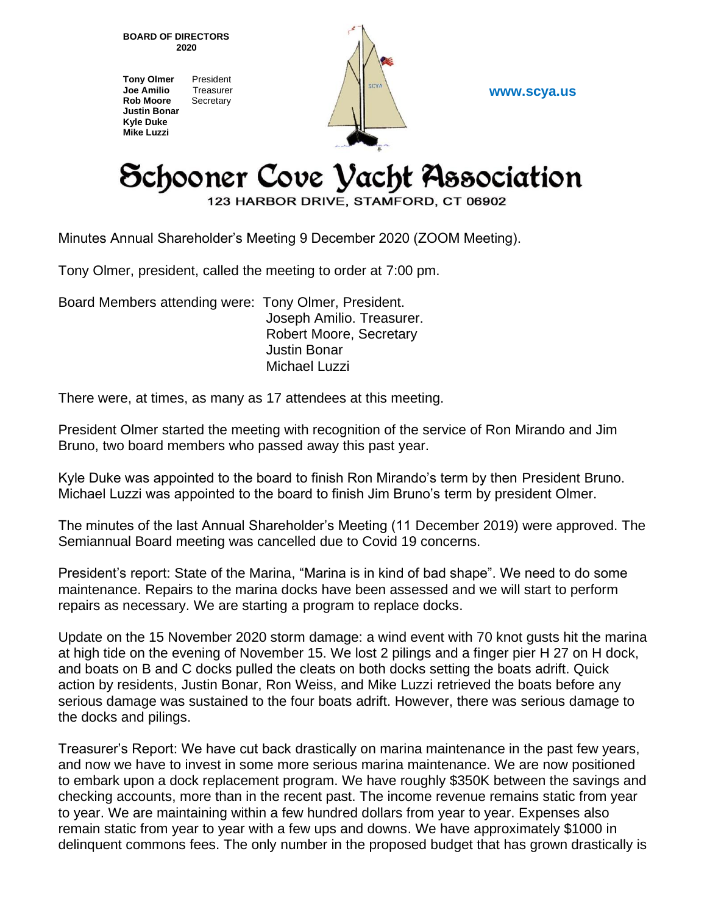**BOARD OF DIRECTORS 2020**

**Tony Olmer** President
**Joe Amilio** Treasurer
**Rob Moore** Secretary
**Justin Bonar**
**Kyle Duke**
**Mike Luzzi**

**www.scya.us**

# Schooner Cove Yacht Association

123 HARBOR DRIVE, STAMFORD, CT 06902

Minutes Annual Shareholder's Meeting 9 December 2020 (ZOOM Meeting).

Tony Olmer, president, called the meeting to order at 7:00 pm.

Board Members attending were: Tony Olmer, President.
Joseph Amilio. Treasurer.
Robert Moore, Secretary
Justin Bonar
Michael Luzzi

There were, at times, as many as 17 attendees at this meeting.

President Olmer started the meeting with recognition of the service of Ron Mirando and Jim Bruno, two board members who passed away this past year.

Kyle Duke was appointed to the board to finish Ron Mirando's term by then President Bruno. Michael Luzzi was appointed to the board to finish Jim Bruno's term by president Olmer.

The minutes of the last Annual Shareholder's Meeting (11 December 2019) were approved. The Semiannual Board meeting was cancelled due to Covid 19 concerns.

President's report: State of the Marina, "Marina is in kind of bad shape". We need to do some maintenance. Repairs to the marina docks have been assessed and we will start to perform repairs as necessary. We are starting a program to replace docks.

Update on the 15 November 2020 storm damage: a wind event with 70 knot gusts hit the marina at high tide on the evening of November 15. We lost 2 pilings and a finger pier H 27 on H dock, and boats on B and C docks pulled the cleats on both docks setting the boats adrift. Quick action by residents, Justin Bonar, Ron Weiss, and Mike Luzzi retrieved the boats before any serious damage was sustained to the four boats adrift. However, there was serious damage to the docks and pilings.

Treasurer's Report: We have cut back drastically on marina maintenance in the past few years, and now we have to invest in some more serious marina maintenance. We are now positioned to embark upon a dock replacement program. We have roughly $350K between the savings and checking accounts, more than in the recent past. The income revenue remains static from year to year. We are maintaining within a few hundred dollars from year to year. Expenses also remain static from year to year with a few ups and downs. We have approximately $1000 in delinquent commons fees. The only number in the proposed budget that has grown drastically is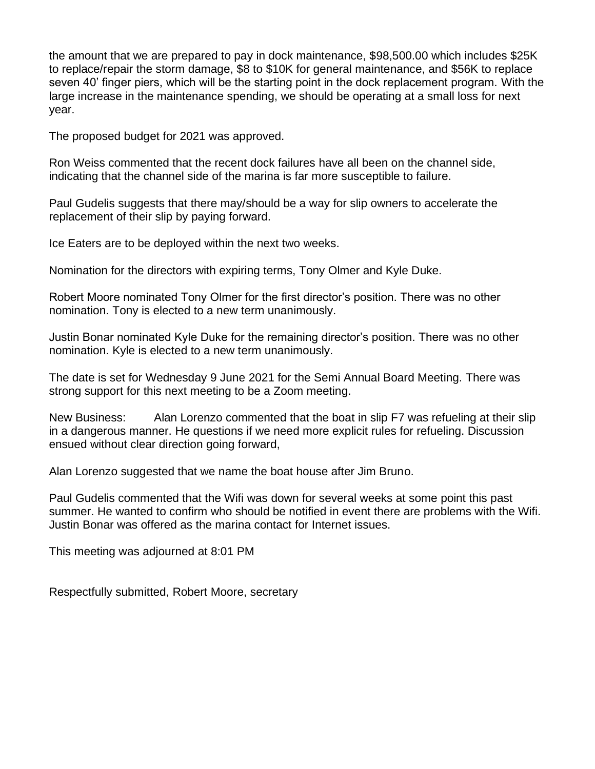the amount that we are prepared to pay in dock maintenance, $98,500.00 which includes $25K to replace/repair the storm damage, $8 to $10K for general maintenance, and $56K to replace seven 40' finger piers, which will be the starting point in the dock replacement program. With the large increase in the maintenance spending, we should be operating at a small loss for next year.

The proposed budget for 2021 was approved.

Ron Weiss commented that the recent dock failures have all been on the channel side, indicating that the channel side of the marina is far more susceptible to failure.

Paul Gudelis suggests that there may/should be a way for slip owners to accelerate the replacement of their slip by paying forward.

Ice Eaters are to be deployed within the next two weeks.

Nomination for the directors with expiring terms, Tony Olmer and Kyle Duke.

Robert Moore nominated Tony Olmer for the first director's position. There was no other nomination. Tony is elected to a new term unanimously.

Justin Bonar nominated Kyle Duke for the remaining director's position. There was no other nomination. Kyle is elected to a new term unanimously.

The date is set for Wednesday 9 June 2021 for the Semi Annual Board Meeting. There was strong support for this next meeting to be a Zoom meeting.

New Business: Alan Lorenzo commented that the boat in slip F7 was refueling at their slip in a dangerous manner. He questions if we need more explicit rules for refueling. Discussion ensued without clear direction going forward,

Alan Lorenzo suggested that we name the boat house after Jim Bruno.

Paul Gudelis commented that the Wifi was down for several weeks at some point this past summer. He wanted to confirm who should be notified in event there are problems with the Wifi. Justin Bonar was offered as the marina contact for Internet issues.

This meeting was adjourned at 8:01 PM

Respectfully submitted, Robert Moore, secretary